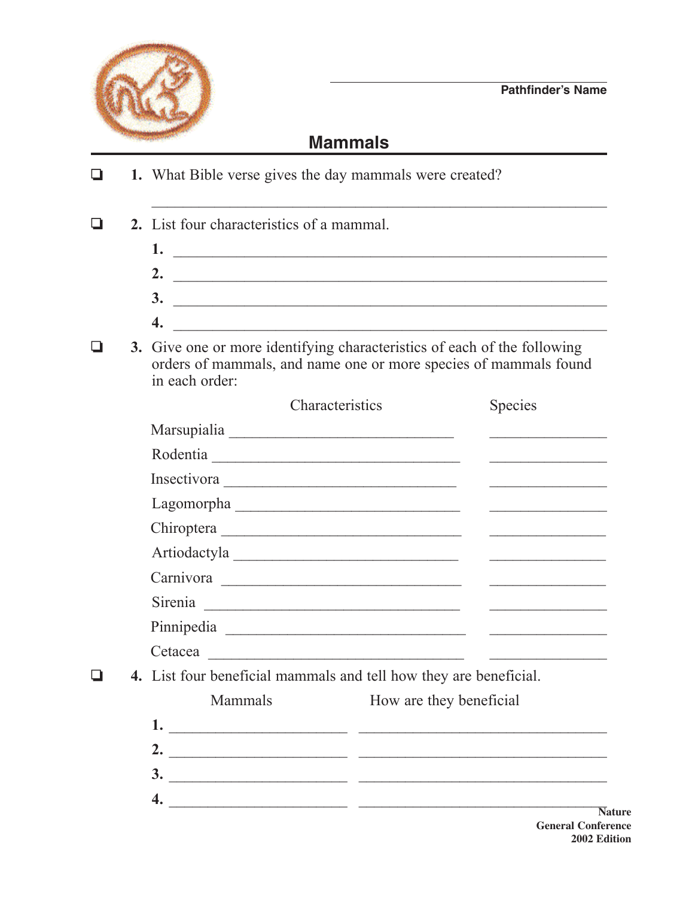_______________________

**Pathfinder's Name**

# Mammals

- ❑ **1.** What Bible verse gives the day mammals were created?

  _______________________________________________

- ❑ **2.** List four characteristics of a mammal.

  **1.** _______________________________________________

  **2.** _______________________________________________

  **3.** _______________________________________________

  **4.** _______________________________________________

- ❑ **3.** Give one or more identifying characteristics of each of the following orders of mammals, and name one or more species of mammals found in each order:

| Order | Characteristics | Species |
|---|---|---|
| Marsupialia | ____________________ | ____________ |
| Rodentia | ____________________ | ____________ |
| Insectivora | ____________________ | ____________ |
| Lagomorpha | ____________________ | ____________ |
| Chiroptera | ____________________ | ____________ |
| Artiodactyla | ____________________ | ____________ |
| Carnivora | ____________________ | ____________ |
| Sirenia | ____________________ | ____________ |
| Pinnipedia | ____________________ | ____________ |
| Cetacea | ____________________ | ____________ |

- ❑ **4.** List four beneficial mammals and tell how they are beneficial.

| | Mammals | How are they beneficial |
|---|---|---|
| **1.** | ____________ | ____________________ |
| **2.** | ____________ | ____________________ |
| **3.** | ____________ | ____________________ |
| **4.** | ____________ | ____________________ |

**Nature**
**General Conference**
**2002 Edition**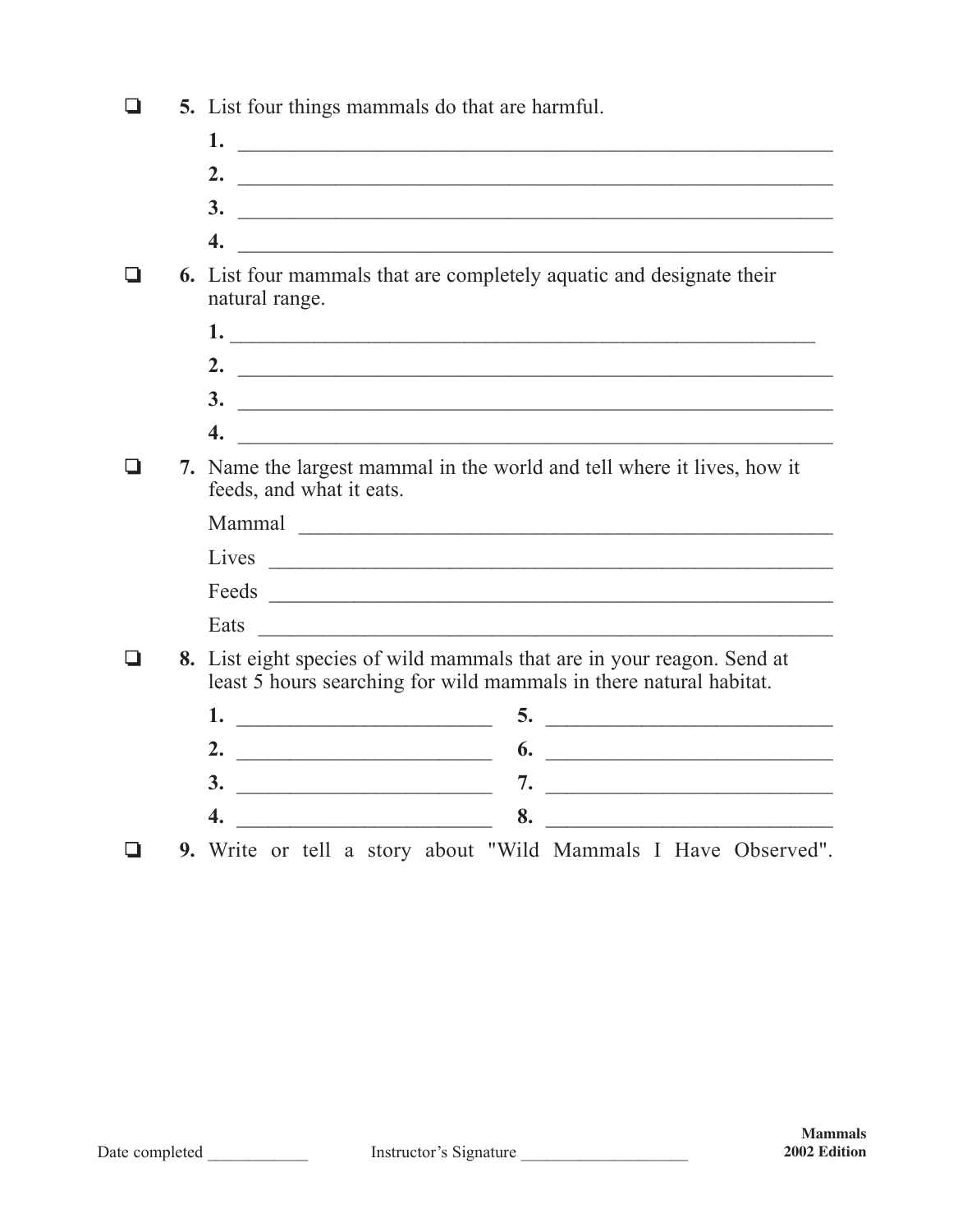- [ ] **5.** List four things mammals do that are harmful.

  **1.** ______________________________________________

  **2.** ______________________________________________

  **3.** ______________________________________________

  **4.** ______________________________________________

- [ ] **6.** List four mammals that are completely aquatic and designate their natural range.

  **1.** ______________________________________________

  **2.** ______________________________________________

  **3.** ______________________________________________

  **4.** ______________________________________________

- [ ] **7.** Name the largest mammal in the world and tell where it lives, how it feeds, and what it eats.

  Mammal ______________________________________________

  Lives ______________________________________________

  Feeds ______________________________________________

  Eats ______________________________________________

- [ ] **8.** List eight species of wild mammals that are in your reagon. Send at least 5 hours searching for wild mammals in there natural habitat.

  | | |
  |---|---|
  | **1.** ____________________ | **5.** ____________________ |
  | **2.** ____________________ | **6.** ____________________ |
  | **3.** ____________________ | **7.** ____________________ |
  | **4.** ____________________ | **8.** ____________________ |

- [ ] **9.** Write or tell a story about "Wild Mammals I Have Observed".

Date completed ____________ Instructor's Signature ____________________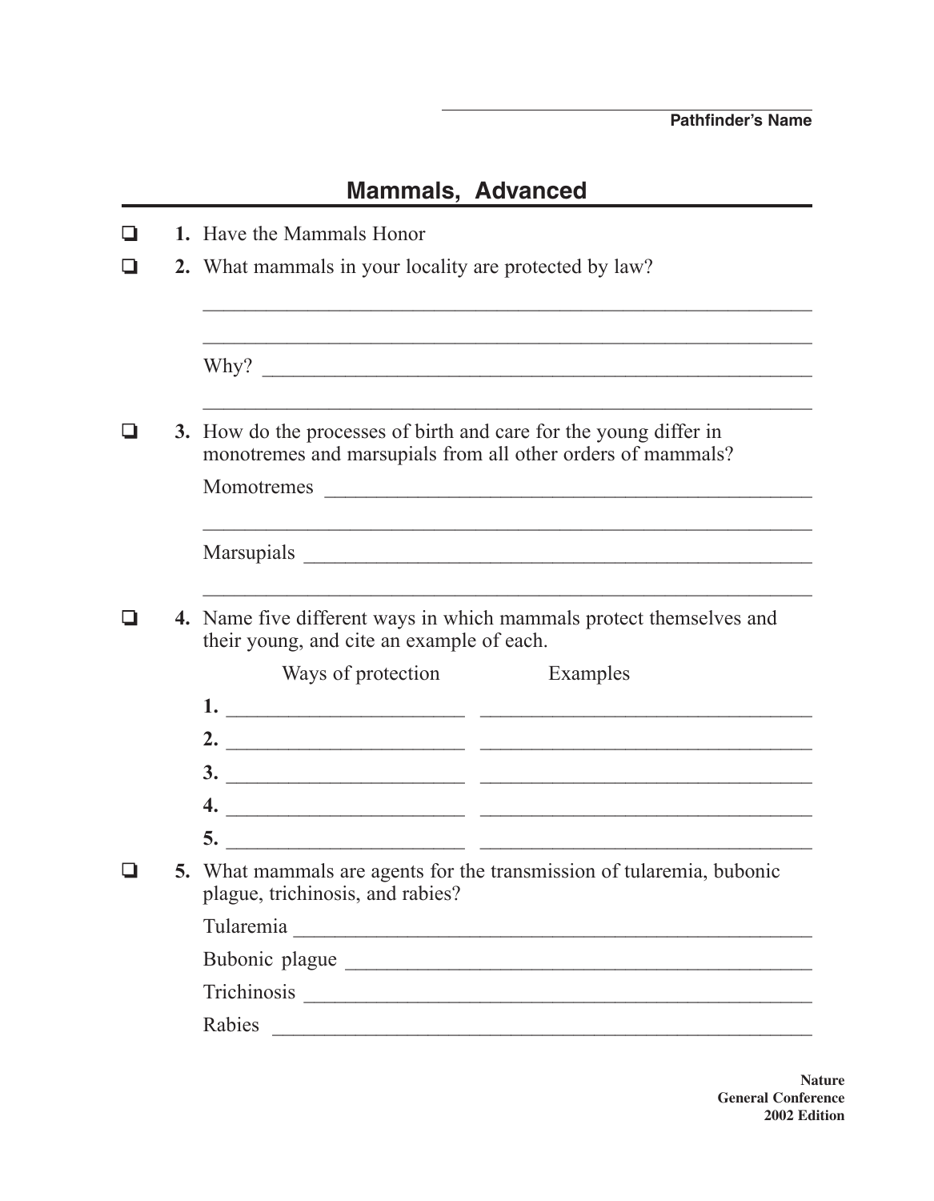Pathfinder's Name

# Mammals, Advanced

- ❑ **1.** Have the Mammals Honor
- ❑ **2.** What mammals in your locality are protected by law?

  ______________________________________________________________

  ______________________________________________________________

  Why? __________________________________________________________

  ______________________________________________________________

- ❑ **3.** How do the processes of birth and care for the young differ in monotremes and marsupials from all other orders of mammals?

  Momotremes ____________________________________________________

  ______________________________________________________________

  Marsupials _____________________________________________________

  ______________________________________________________________

- ❑ **4.** Name five different ways in which mammals protect themselves and their young, and cite an example of each.

| | Ways of protection | Examples |
|---|---|---|
| **1.** | | |
| **2.** | | |
| **3.** | | |
| **4.** | | |
| **5.** | | |

- ❑ **5.** What mammals are agents for the transmission of tularemia, bubonic plague, trichinosis, and rabies?

  Tularemia _____________________________________________________

  Bubonic plague _________________________________________________

  Trichinosis ____________________________________________________

  Rabies ________________________________________________________

**Nature**
**General Conference**
**2002 Edition**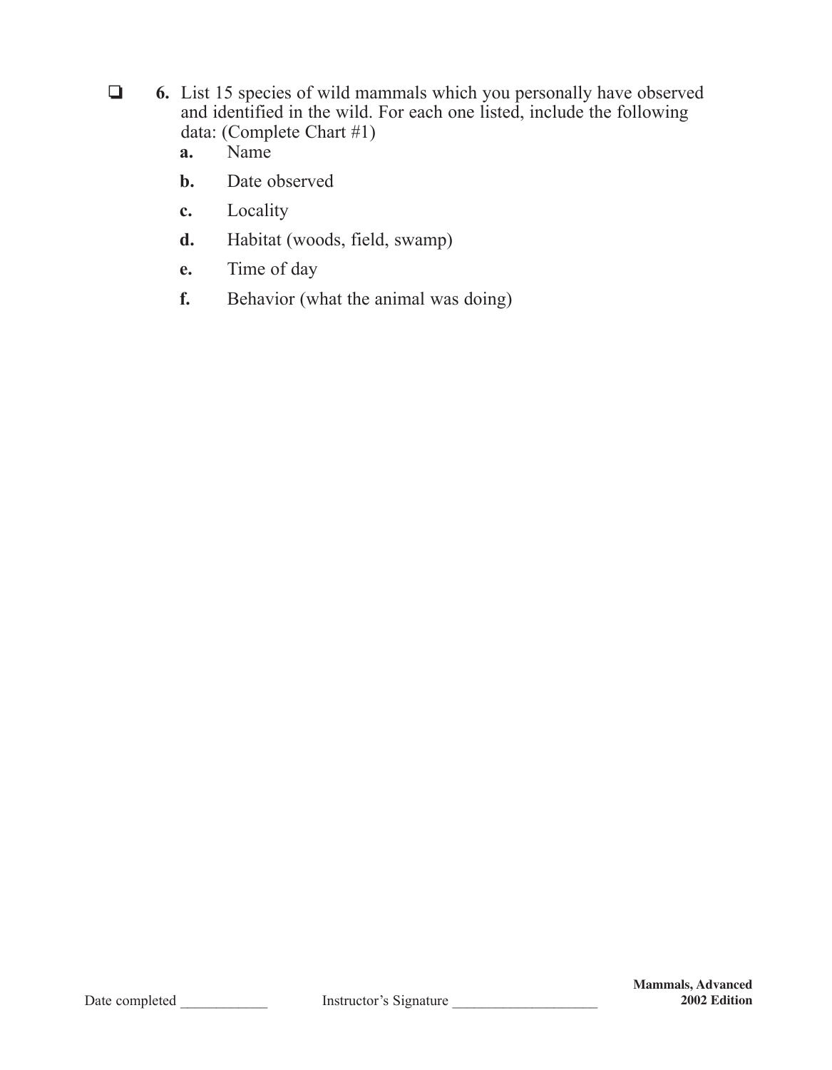- ❏ **6.** List 15 species of wild mammals which you personally have observed and identified in the wild. For each one listed, include the following data: (Complete Chart #1)
  - **a.** Name
  - **b.** Date observed
  - **c.** Locality
  - **d.** Habitat (woods, field, swamp)
  - **e.** Time of day
  - **f.** Behavior (what the animal was doing)

Date completed ____________ Instructor's Signature ____________________

**Mammals, Advanced**
**2002 Edition**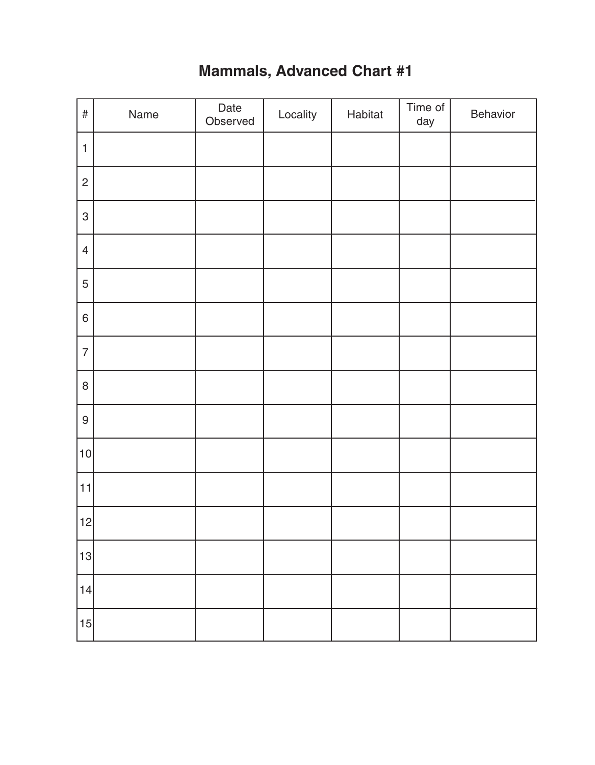# Mammals, Advanced Chart #1

| # | Name | Date Observed | Locality | Habitat | Time of day | Behavior |
|---|---|---|---|---|---|---|
| 1 | | | | | | |
| 2 | | | | | | |
| 3 | | | | | | |
| 4 | | | | | | |
| 5 | | | | | | |
| 6 | | | | | | |
| 7 | | | | | | |
| 8 | | | | | | |
| 9 | | | | | | |
| 10 | | | | | | |
| 11 | | | | | | |
| 12 | | | | | | |
| 13 | | | | | | |
| 14 | | | | | | |
| 15 | | | | | | |